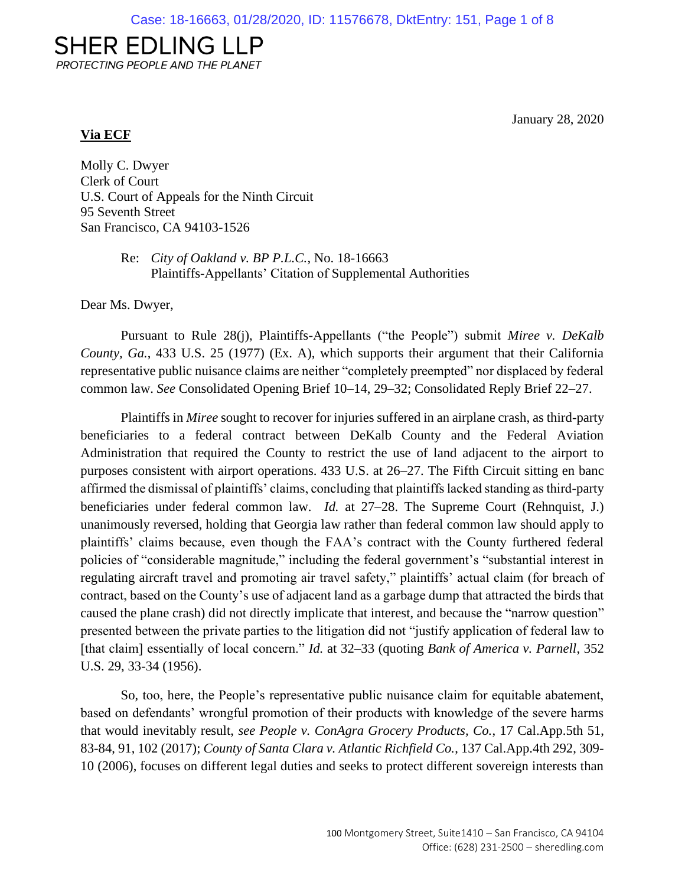SHER EDLING LLP

*PROTECTING PEOPLE AND THE PLANET*

January 28, 2020

**Via ECF**

Molly C. Dwyer
Clerk of Court
U.S. Court of Appeals for the Ninth Circuit
95 Seventh Street
San Francisco, CA 94103-1526

Re: *City of Oakland v. BP P.L.C.*, No. 18-16663
Plaintiffs-Appellants' Citation of Supplemental Authorities

Dear Ms. Dwyer,

Pursuant to Rule 28(j), Plaintiffs-Appellants ("the People") submit *Miree v. DeKalb County, Ga.*, 433 U.S. 25 (1977) (Ex. A), which supports their argument that their California representative public nuisance claims are neither "completely preempted" nor displaced by federal common law. *See* Consolidated Opening Brief 10–14, 29–32; Consolidated Reply Brief 22–27.

Plaintiffs in *Miree* sought to recover for injuries suffered in an airplane crash, as third-party beneficiaries to a federal contract between DeKalb County and the Federal Aviation Administration that required the County to restrict the use of land adjacent to the airport to purposes consistent with airport operations. 433 U.S. at 26–27. The Fifth Circuit sitting en banc affirmed the dismissal of plaintiffs' claims, concluding that plaintiffs lacked standing as third-party beneficiaries under federal common law. *Id.* at 27–28. The Supreme Court (Rehnquist, J.) unanimously reversed, holding that Georgia law rather than federal common law should apply to plaintiffs' claims because, even though the FAA's contract with the County furthered federal policies of "considerable magnitude," including the federal government's "substantial interest in regulating aircraft travel and promoting air travel safety," plaintiffs' actual claim (for breach of contract, based on the County's use of adjacent land as a garbage dump that attracted the birds that caused the plane crash) did not directly implicate that interest, and because the "narrow question" presented between the private parties to the litigation did not "justify application of federal law to [that claim] essentially of local concern." *Id.* at 32–33 (quoting *Bank of America v. Parnell*, 352 U.S. 29, 33-34 (1956).

So, too, here, the People's representative public nuisance claim for equitable abatement, based on defendants' wrongful promotion of their products with knowledge of the severe harms that would inevitably result, *see People v. ConAgra Grocery Products, Co.*, 17 Cal.App.5th 51, 83-84, 91, 102 (2017); *County of Santa Clara v. Atlantic Richfield Co.*, 137 Cal.App.4th 292, 309-10 (2006), focuses on different legal duties and seeks to protect different sovereign interests than

100 Montgomery Street, Suite1410 – San Francisco, CA 94104
Office: (628) 231-2500 – sheredling.com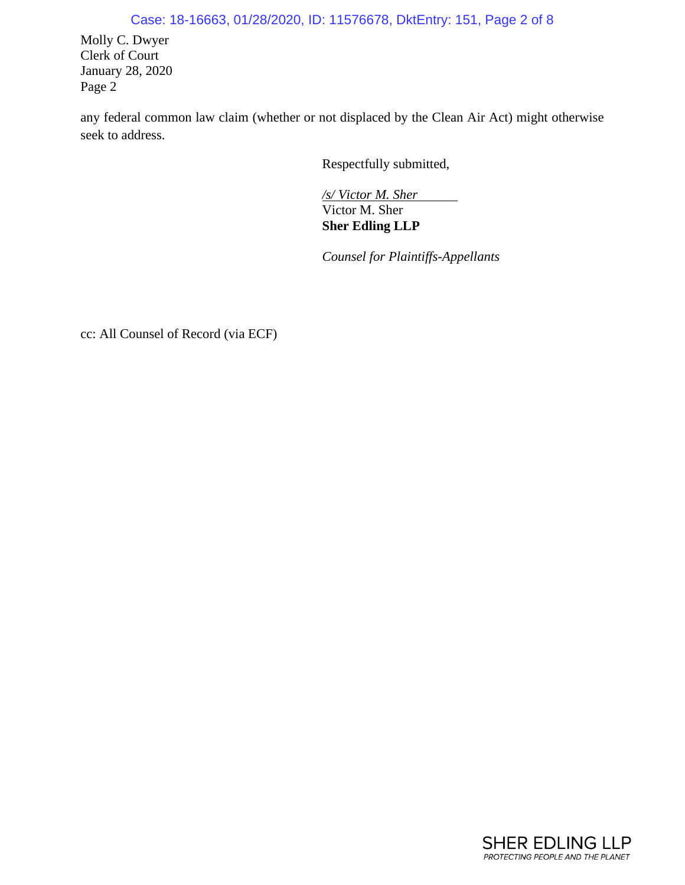Molly C. Dwyer
Clerk of Court
January 28, 2020
Page 2

any federal common law claim (whether or not displaced by the Clean Air Act) might otherwise seek to address.

Respectfully submitted,

*/s/ Victor M. Sher*
Victor M. Sher
**Sher Edling LLP**

*Counsel for Plaintiffs-Appellants*

cc: All Counsel of Record (via ECF)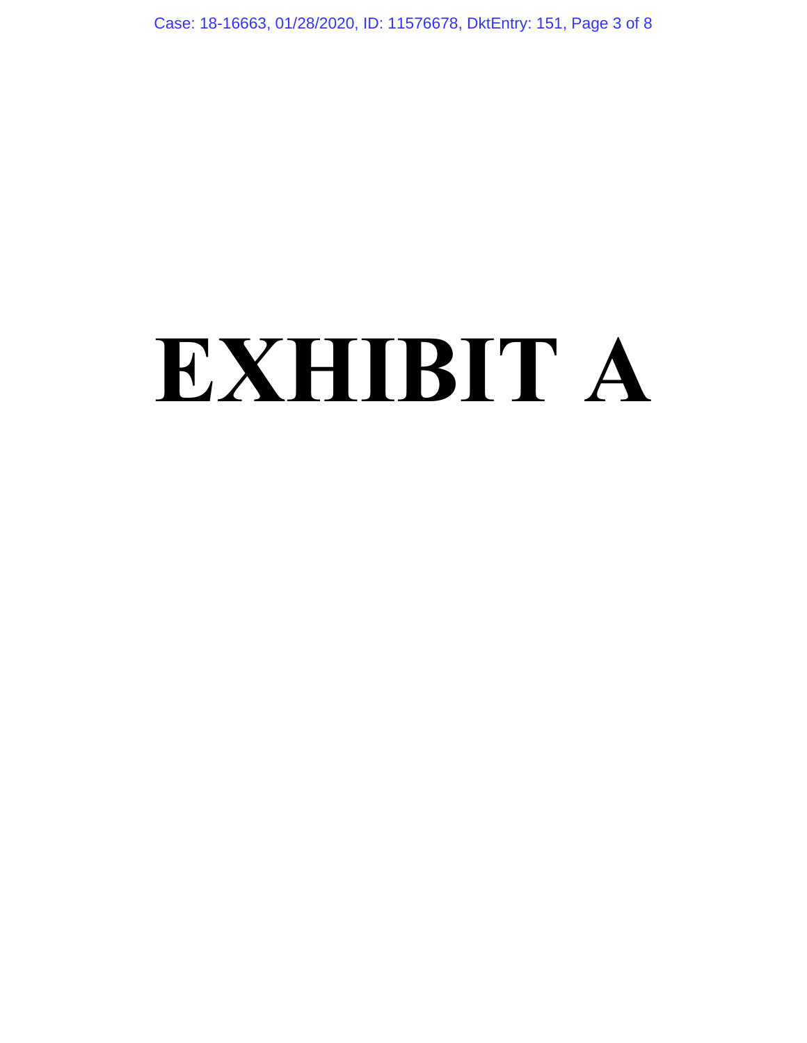# EXHIBIT A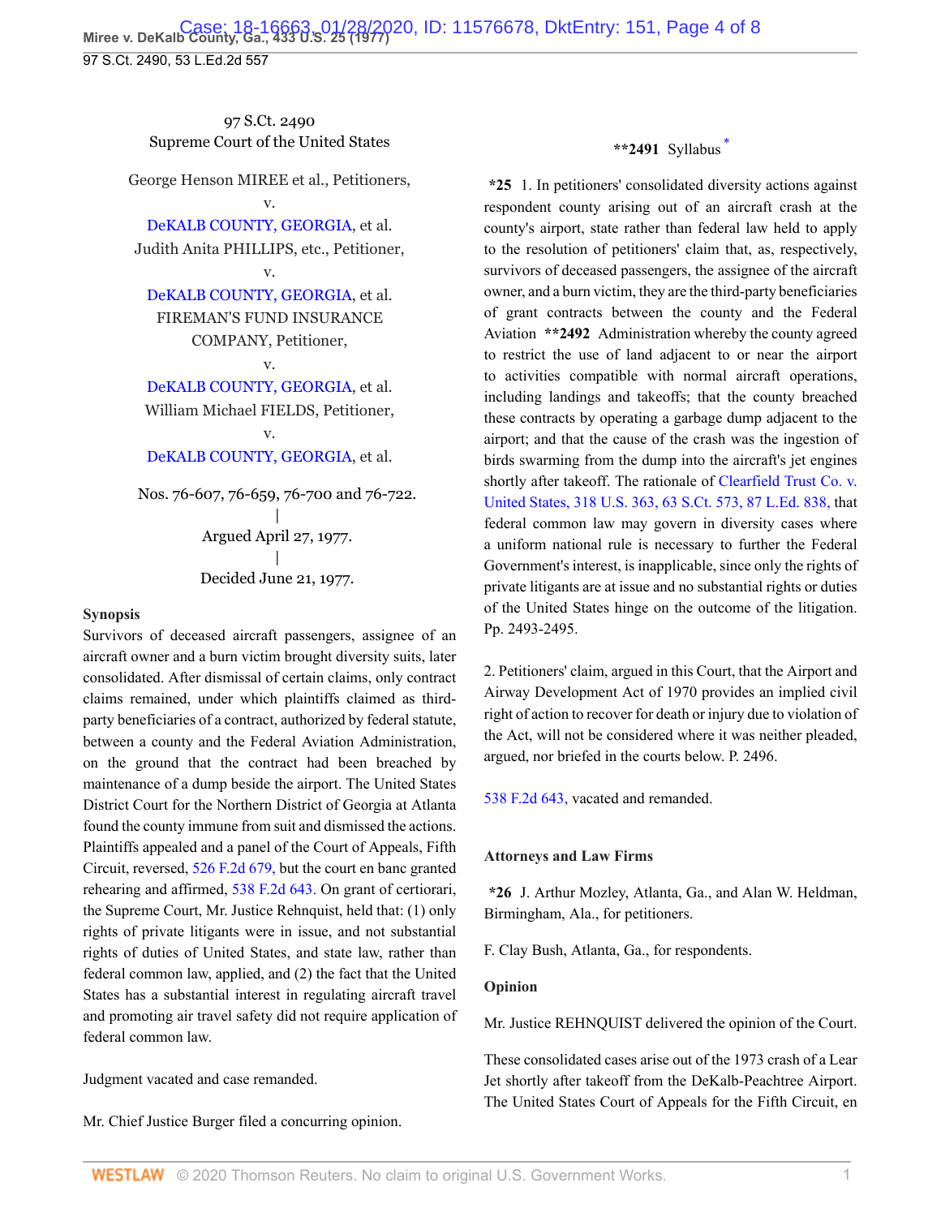97 S.Ct. 2490
Supreme Court of the United States

George Henson MIREE et al., Petitioners,
v.
DeKALB COUNTY, GEORGIA, et al.
Judith Anita PHILLIPS, etc., Petitioner,
v.
DeKALB COUNTY, GEORGIA, et al.
FIREMAN'S FUND INSURANCE COMPANY, Petitioner,
v.
DeKALB COUNTY, GEORGIA, et al.
William Michael FIELDS, Petitioner,
v.
DeKALB COUNTY, GEORGIA, et al.

Nos. 76-607, 76-659, 76-700 and 76-722.
|
Argued April 27, 1977.
|
Decided June 21, 1977.

**Synopsis**

Survivors of deceased aircraft passengers, assignee of an aircraft owner and a burn victim brought diversity suits, later consolidated. After dismissal of certain claims, only contract claims remained, under which plaintiffs claimed as third-party beneficiaries of a contract, authorized by federal statute, between a county and the Federal Aviation Administration, on the ground that the contract had been breached by maintenance of a dump beside the airport. The United States District Court for the Northern District of Georgia at Atlanta found the county immune from suit and dismissed the actions. Plaintiffs appealed and a panel of the Court of Appeals, Fifth Circuit, reversed, 526 F.2d 679, but the court en banc granted rehearing and affirmed, 538 F.2d 643. On grant of certiorari, the Supreme Court, Mr. Justice Rehnquist, held that: (1) only rights of private litigants were in issue, and not substantial rights of duties of United States, and state law, rather than federal common law, applied, and (2) the fact that the United States has a substantial interest in regulating aircraft travel and promoting air travel safety did not require application of federal common law.

Judgment vacated and case remanded.

Mr. Chief Justice Burger filed a concurring opinion.

**2491 Syllabus [*]

*25 1. In petitioners' consolidated diversity actions against respondent county arising out of an aircraft crash at the county's airport, state rather than federal law held to apply to the resolution of petitioners' claim that, as, respectively, survivors of deceased passengers, the assignee of the aircraft owner, and a burn victim, they are the third-party beneficiaries of grant contracts between the county and the Federal Aviation **2492 Administration whereby the county agreed to restrict the use of land adjacent to or near the airport to activities compatible with normal aircraft operations, including landings and takeoffs; that the county breached these contracts by operating a garbage dump adjacent to the airport; and that the cause of the crash was the ingestion of birds swarming from the dump into the aircraft's jet engines shortly after takeoff. The rationale of Clearfield Trust Co. v. United States, 318 U.S. 363, 63 S.Ct. 573, 87 L.Ed. 838, that federal common law may govern in diversity cases where a uniform national rule is necessary to further the Federal Government's interest, is inapplicable, since only the rights of private litigants are at issue and no substantial rights or duties of the United States hinge on the outcome of the litigation. Pp. 2493-2495.

2. Petitioners' claim, argued in this Court, that the Airport and Airway Development Act of 1970 provides an implied civil right of action to recover for death or injury due to violation of the Act, will not be considered where it was neither pleaded, argued, nor briefed in the courts below. P. 2496.

538 F.2d 643, vacated and remanded.

**Attorneys and Law Firms**

*26 J. Arthur Mozley, Atlanta, Ga., and Alan W. Heldman, Birmingham, Ala., for petitioners.

F. Clay Bush, Atlanta, Ga., for respondents.

**Opinion**

Mr. Justice REHNQUIST delivered the opinion of the Court.

These consolidated cases arise out of the 1973 crash of a Lear Jet shortly after takeoff from the DeKalb-Peachtree Airport. The United States Court of Appeals for the Fifth Circuit, en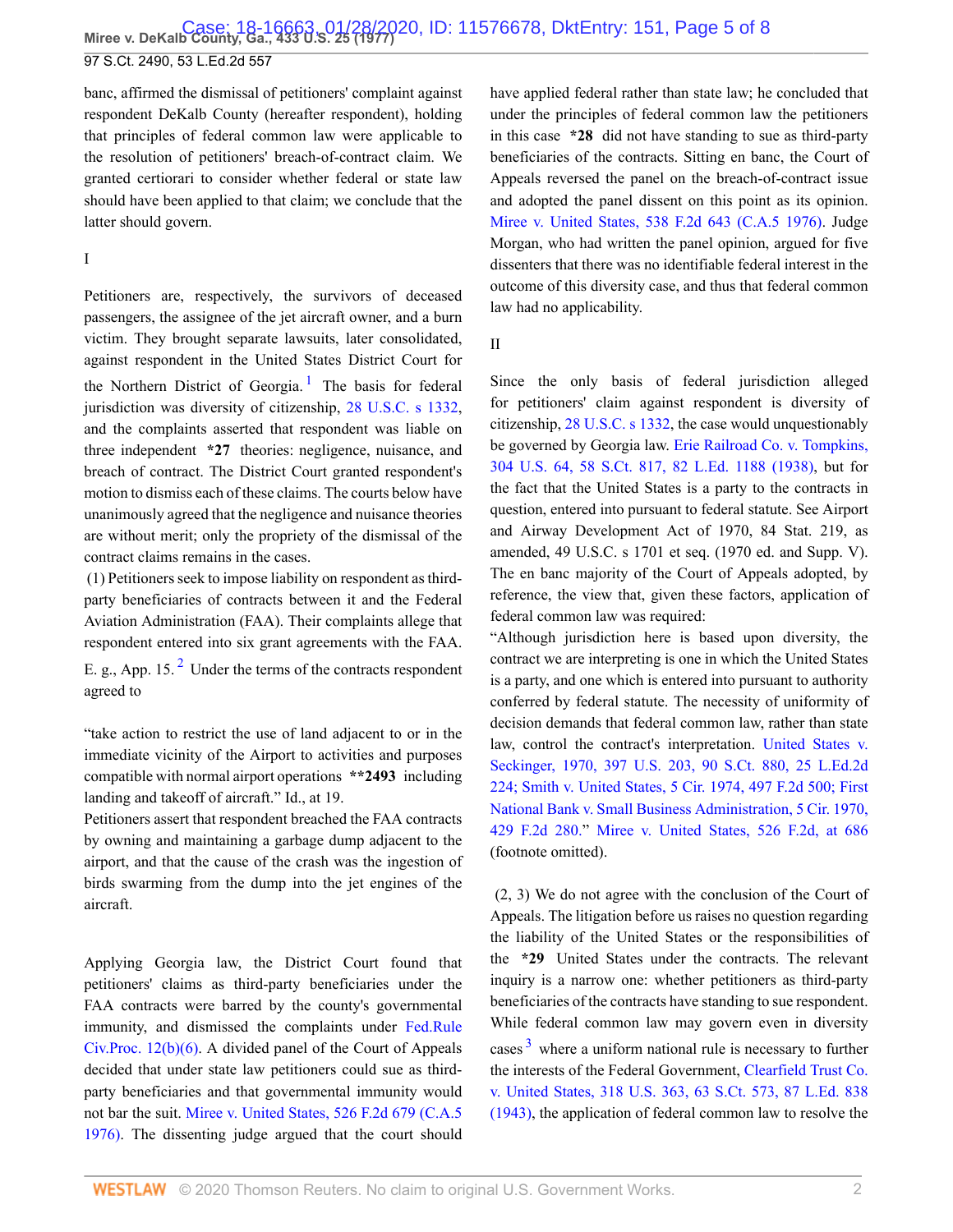banc, affirmed the dismissal of petitioners' complaint against respondent DeKalb County (hereafter respondent), holding that principles of federal common law were applicable to the resolution of petitioners' breach-of-contract claim. We granted certiorari to consider whether federal or state law should have been applied to that claim; we conclude that the latter should govern.

I

Petitioners are, respectively, the survivors of deceased passengers, the assignee of the jet aircraft owner, and a burn victim. They brought separate lawsuits, later consolidated, against respondent in the United States District Court for the Northern District of Georgia.[1] The basis for federal jurisdiction was diversity of citizenship, 28 U.S.C. s 1332, and the complaints asserted that respondent was liable on three independent *27 theories: negligence, nuisance, and breach of contract. The District Court granted respondent's motion to dismiss each of these claims. The courts below have unanimously agreed that the negligence and nuisance theories are without merit; only the propriety of the dismissal of the contract claims remains in the cases.

(1) Petitioners seek to impose liability on respondent as third-party beneficiaries of contracts between it and the Federal Aviation Administration (FAA). Their complaints allege that respondent entered into six grant agreements with the FAA. E. g., App. 15.[2] Under the terms of the contracts respondent agreed to

"take action to restrict the use of land adjacent to or in the immediate vicinity of the Airport to activities and purposes compatible with normal airport operations **2493 including landing and takeoff of aircraft." Id., at 19.

Petitioners assert that respondent breached the FAA contracts by owning and maintaining a garbage dump adjacent to the airport, and that the cause of the crash was the ingestion of birds swarming from the dump into the jet engines of the aircraft.

Applying Georgia law, the District Court found that petitioners' claims as third-party beneficiaries under the FAA contracts were barred by the county's governmental immunity, and dismissed the complaints under Fed.Rule Civ.Proc. 12(b)(6). A divided panel of the Court of Appeals decided that under state law petitioners could sue as third-party beneficiaries and that governmental immunity would not bar the suit. Miree v. United States, 526 F.2d 679 (C.A.5 1976). The dissenting judge argued that the court should have applied federal rather than state law; he concluded that under the principles of federal common law the petitioners in this case *28 did not have standing to sue as third-party beneficiaries of the contracts. Sitting en banc, the Court of Appeals reversed the panel on the breach-of-contract issue and adopted the panel dissent on this point as its opinion. Miree v. United States, 538 F.2d 643 (C.A.5 1976). Judge Morgan, who had written the panel opinion, argued for five dissenters that there was no identifiable federal interest in the outcome of this diversity case, and thus that federal common law had no applicability.

II

Since the only basis of federal jurisdiction alleged for petitioners' claim against respondent is diversity of citizenship, 28 U.S.C. s 1332, the case would unquestionably be governed by Georgia law. Erie Railroad Co. v. Tompkins, 304 U.S. 64, 58 S.Ct. 817, 82 L.Ed. 1188 (1938), but for the fact that the United States is a party to the contracts in question, entered into pursuant to federal statute. See Airport and Airway Development Act of 1970, 84 Stat. 219, as amended, 49 U.S.C. s 1701 et seq. (1970 ed. and Supp. V). The en banc majority of the Court of Appeals adopted, by reference, the view that, given these factors, application of federal common law was required:

"Although jurisdiction here is based upon diversity, the contract we are interpreting is one in which the United States is a party, and one which is entered into pursuant to authority conferred by federal statute. The necessity of uniformity of decision demands that federal common law, rather than state law, control the contract's interpretation. United States v. Seckinger, 1970, 397 U.S. 203, 90 S.Ct. 880, 25 L.Ed.2d 224; Smith v. United States, 5 Cir. 1974, 497 F.2d 500; First National Bank v. Small Business Administration, 5 Cir. 1970, 429 F.2d 280." Miree v. United States, 526 F.2d, at 686 (footnote omitted).

(2, 3) We do not agree with the conclusion of the Court of Appeals. The litigation before us raises no question regarding the liability of the United States or the responsibilities of the *29 United States under the contracts. The relevant inquiry is a narrow one: whether petitioners as third-party beneficiaries of the contracts have standing to sue respondent. While federal common law may govern even in diversity cases[3] where a uniform national rule is necessary to further the interests of the Federal Government, Clearfield Trust Co. v. United States, 318 U.S. 363, 63 S.Ct. 573, 87 L.Ed. 838 (1943), the application of federal common law to resolve the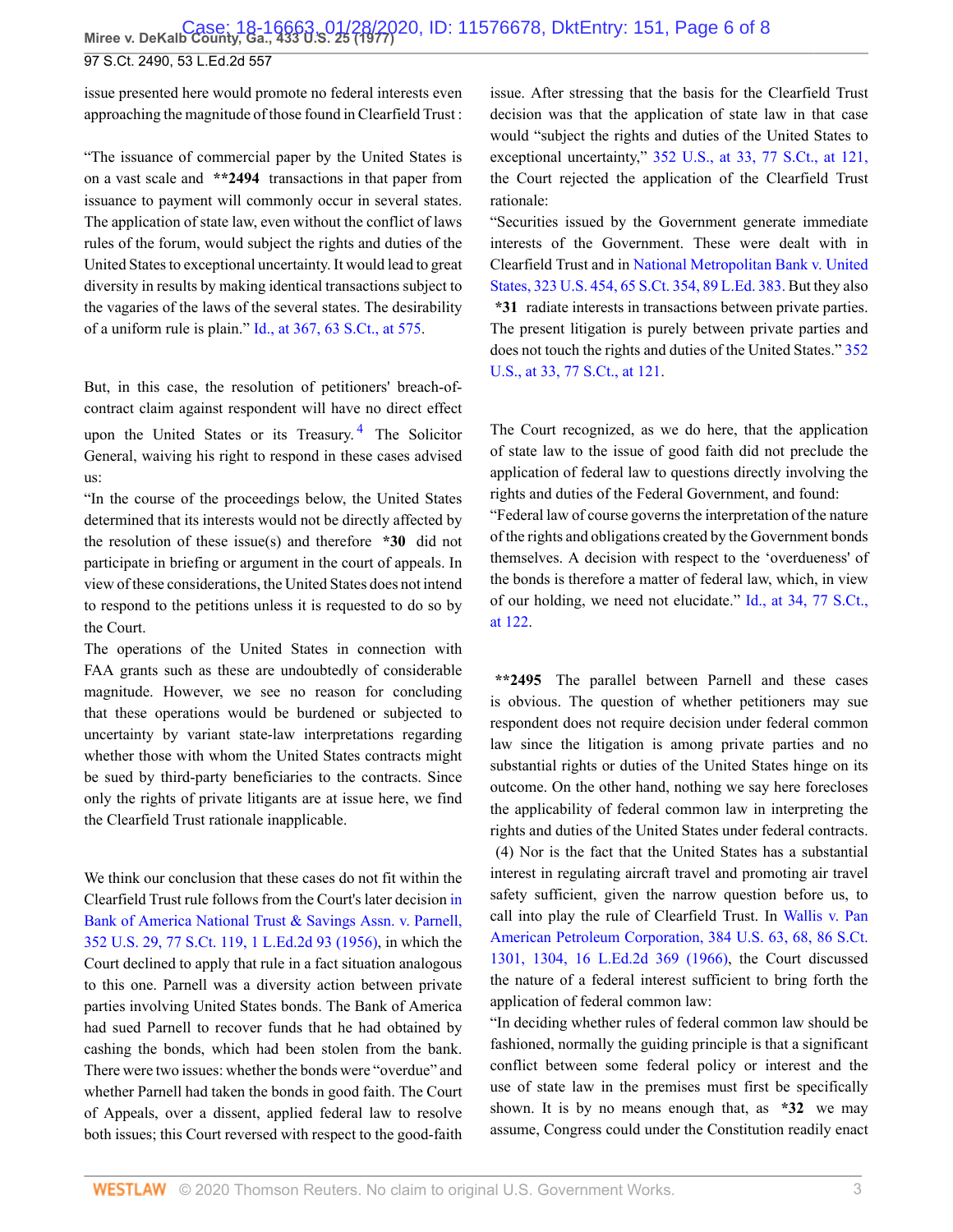issue presented here would promote no federal interests even approaching the magnitude of those found in Clearfield Trust :

"The issuance of commercial paper by the United States is on a vast scale and **2494 transactions in that paper from issuance to payment will commonly occur in several states. The application of state law, even without the conflict of laws rules of the forum, would subject the rights and duties of the United States to exceptional uncertainty. It would lead to great diversity in results by making identical transactions subject to the vagaries of the laws of the several states. The desirability of a uniform rule is plain." Id., at 367, 63 S.Ct., at 575.

But, in this case, the resolution of petitioners' breach-of-contract claim against respondent will have no direct effect upon the United States or its Treasury.[4] The Solicitor General, waiving his right to respond in these cases advised us:

"In the course of the proceedings below, the United States determined that its interests would not be directly affected by the resolution of these issue(s) and therefore *30 did not participate in briefing or argument in the court of appeals. In view of these considerations, the United States does not intend to respond to the petitions unless it is requested to do so by the Court.

The operations of the United States in connection with FAA grants such as these are undoubtedly of considerable magnitude. However, we see no reason for concluding that these operations would be burdened or subjected to uncertainty by variant state-law interpretations regarding whether those with whom the United States contracts might be sued by third-party beneficiaries to the contracts. Since only the rights of private litigants are at issue here, we find the Clearfield Trust rationale inapplicable.

We think our conclusion that these cases do not fit within the Clearfield Trust rule follows from the Court's later decision in Bank of America National Trust & Savings Assn. v. Parnell, 352 U.S. 29, 77 S.Ct. 119, 1 L.Ed.2d 93 (1956), in which the Court declined to apply that rule in a fact situation analogous to this one. Parnell was a diversity action between private parties involving United States bonds. The Bank of America had sued Parnell to recover funds that he had obtained by cashing the bonds, which had been stolen from the bank. There were two issues: whether the bonds were "overdue" and whether Parnell had taken the bonds in good faith. The Court of Appeals, over a dissent, applied federal law to resolve both issues; this Court reversed with respect to the good-faith issue. After stressing that the basis for the Clearfield Trust decision was that the application of state law in that case would "subject the rights and duties of the United States to exceptional uncertainty," 352 U.S., at 33, 77 S.Ct., at 121, the Court rejected the application of the Clearfield Trust rationale:

"Securities issued by the Government generate immediate interests of the Government. These were dealt with in Clearfield Trust and in National Metropolitan Bank v. United States, 323 U.S. 454, 65 S.Ct. 354, 89 L.Ed. 383. But they also *31 radiate interests in transactions between private parties. The present litigation is purely between private parties and does not touch the rights and duties of the United States." 352 U.S., at 33, 77 S.Ct., at 121.

The Court recognized, as we do here, that the application of state law to the issue of good faith did not preclude the application of federal law to questions directly involving the rights and duties of the Federal Government, and found:

"Federal law of course governs the interpretation of the nature of the rights and obligations created by the Government bonds themselves. A decision with respect to the 'overdueness' of the bonds is therefore a matter of federal law, which, in view of our holding, we need not elucidate." Id., at 34, 77 S.Ct., at 122.

**2495 The parallel between Parnell and these cases is obvious. The question of whether petitioners may sue respondent does not require decision under federal common law since the litigation is among private parties and no substantial rights or duties of the United States hinge on its outcome. On the other hand, nothing we say here forecloses the applicability of federal common law in interpreting the rights and duties of the United States under federal contracts.

(4) Nor is the fact that the United States has a substantial interest in regulating aircraft travel and promoting air travel safety sufficient, given the narrow question before us, to call into play the rule of Clearfield Trust. In Wallis v. Pan American Petroleum Corporation, 384 U.S. 63, 68, 86 S.Ct. 1301, 1304, 16 L.Ed.2d 369 (1966), the Court discussed the nature of a federal interest sufficient to bring forth the application of federal common law:

"In deciding whether rules of federal common law should be fashioned, normally the guiding principle is that a significant conflict between some federal policy or interest and the use of state law in the premises must first be specifically shown. It is by no means enough that, as *32 we may assume, Congress could under the Constitution readily enact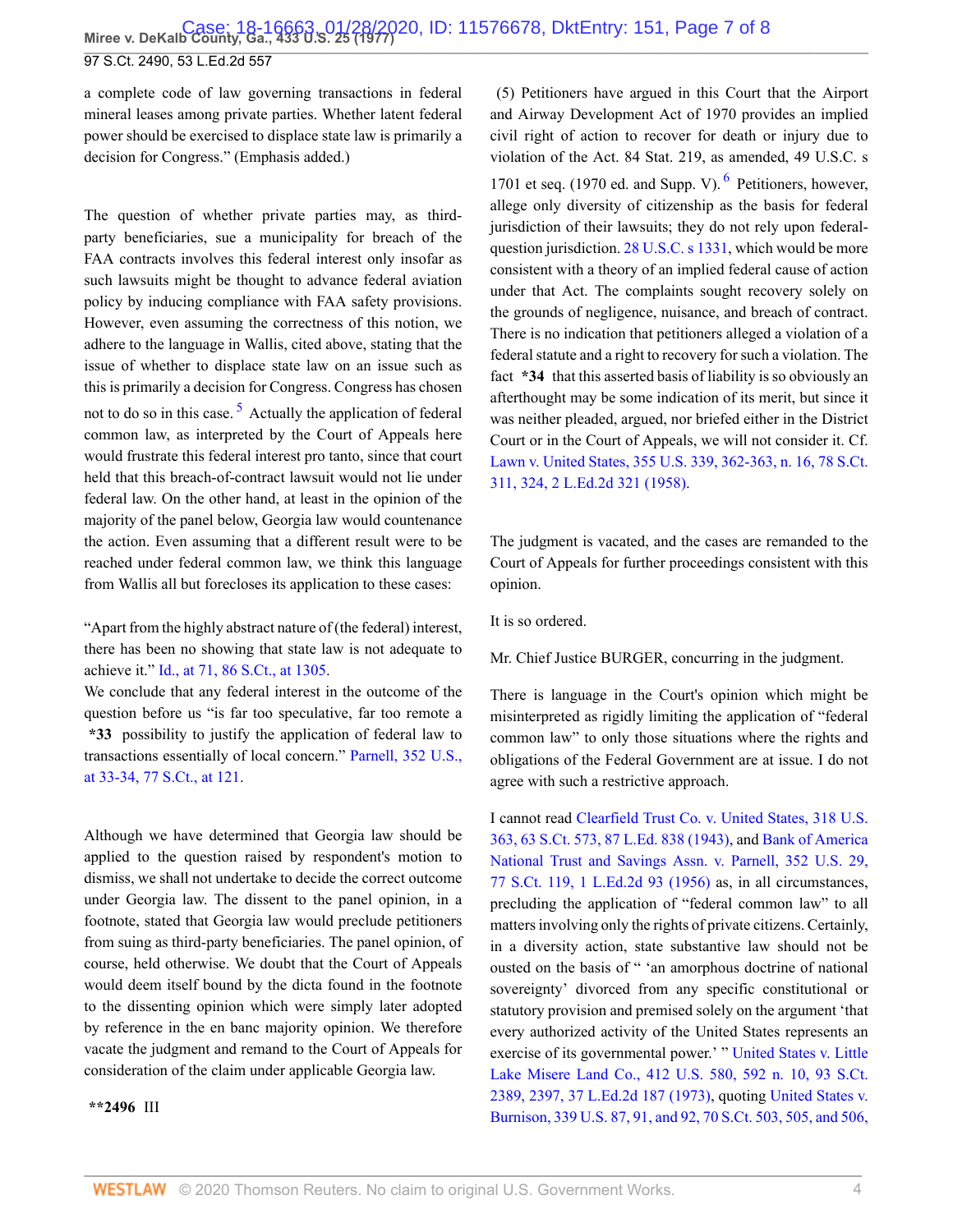a complete code of law governing transactions in federal mineral leases among private parties. Whether latent federal power should be exercised to displace state law is primarily a decision for Congress." (Emphasis added.)

The question of whether private parties may, as third-party beneficiaries, sue a municipality for breach of the FAA contracts involves this federal interest only insofar as such lawsuits might be thought to advance federal aviation policy by inducing compliance with FAA safety provisions. However, even assuming the correctness of this notion, we adhere to the language in Wallis, cited above, stating that the issue of whether to displace state law on an issue such as this is primarily a decision for Congress. Congress has chosen not to do so in this case.[5] Actually the application of federal common law, as interpreted by the Court of Appeals here would frustrate this federal interest pro tanto, since that court held that this breach-of-contract lawsuit would not lie under federal law. On the other hand, at least in the opinion of the majority of the panel below, Georgia law would countenance the action. Even assuming that a different result were to be reached under federal common law, we think this language from Wallis all but forecloses its application to these cases:

"Apart from the highly abstract nature of (the federal) interest, there has been no showing that state law is not adequate to achieve it." Id., at 71, 86 S.Ct., at 1305.

We conclude that any federal interest in the outcome of the question before us "is far too speculative, far too remote a **\*33** possibility to justify the application of federal law to transactions essentially of local concern." Parnell, 352 U.S., at 33-34, 77 S.Ct., at 121.

Although we have determined that Georgia law should be applied to the question raised by respondent's motion to dismiss, we shall not undertake to decide the correct outcome under Georgia law. The dissent to the panel opinion, in a footnote, stated that Georgia law would preclude petitioners from suing as third-party beneficiaries. The panel opinion, of course, held otherwise. We doubt that the Court of Appeals would deem itself bound by the dicta found in the footnote to the dissenting opinion which were simply later adopted by reference in the en banc majority opinion. We therefore vacate the judgment and remand to the Court of Appeals for consideration of the claim under applicable Georgia law.

**\*\*2496** III

(5) Petitioners have argued in this Court that the Airport and Airway Development Act of 1970 provides an implied civil right of action to recover for death or injury due to violation of the Act. 84 Stat. 219, as amended, 49 U.S.C. s 1701 et seq. (1970 ed. and Supp. V).[6] Petitioners, however, allege only diversity of citizenship as the basis for federal jurisdiction of their lawsuits; they do not rely upon federal-question jurisdiction. 28 U.S.C. s 1331, which would be more consistent with a theory of an implied federal cause of action under that Act. The complaints sought recovery solely on the grounds of negligence, nuisance, and breach of contract. There is no indication that petitioners alleged a violation of a federal statute and a right to recovery for such a violation. The fact **\*34** that this asserted basis of liability is so obviously an afterthought may be some indication of its merit, but since it was neither pleaded, argued, nor briefed either in the District Court or in the Court of Appeals, we will not consider it. Cf. Lawn v. United States, 355 U.S. 339, 362-363, n. 16, 78 S.Ct. 311, 324, 2 L.Ed.2d 321 (1958).

The judgment is vacated, and the cases are remanded to the Court of Appeals for further proceedings consistent with this opinion.

It is so ordered.

Mr. Chief Justice BURGER, concurring in the judgment.

There is language in the Court's opinion which might be misinterpreted as rigidly limiting the application of "federal common law" to only those situations where the rights and obligations of the Federal Government are at issue. I do not agree with such a restrictive approach.

I cannot read Clearfield Trust Co. v. United States, 318 U.S. 363, 63 S.Ct. 573, 87 L.Ed. 838 (1943), and Bank of America National Trust and Savings Assn. v. Parnell, 352 U.S. 29, 77 S.Ct. 119, 1 L.Ed.2d 93 (1956) as, in all circumstances, precluding the application of "federal common law" to all matters involving only the rights of private citizens. Certainly, in a diversity action, state substantive law should not be ousted on the basis of " 'an amorphous doctrine of national sovereignty' divorced from any specific constitutional or statutory provision and premised solely on the argument 'that every authorized activity of the United States represents an exercise of its governmental power.' " United States v. Little Lake Misere Land Co., 412 U.S. 580, 592 n. 10, 93 S.Ct. 2389, 2397, 37 L.Ed.2d 187 (1973), quoting United States v. Burnison, 339 U.S. 87, 91, and 92, 70 S.Ct. 503, 505, and 506,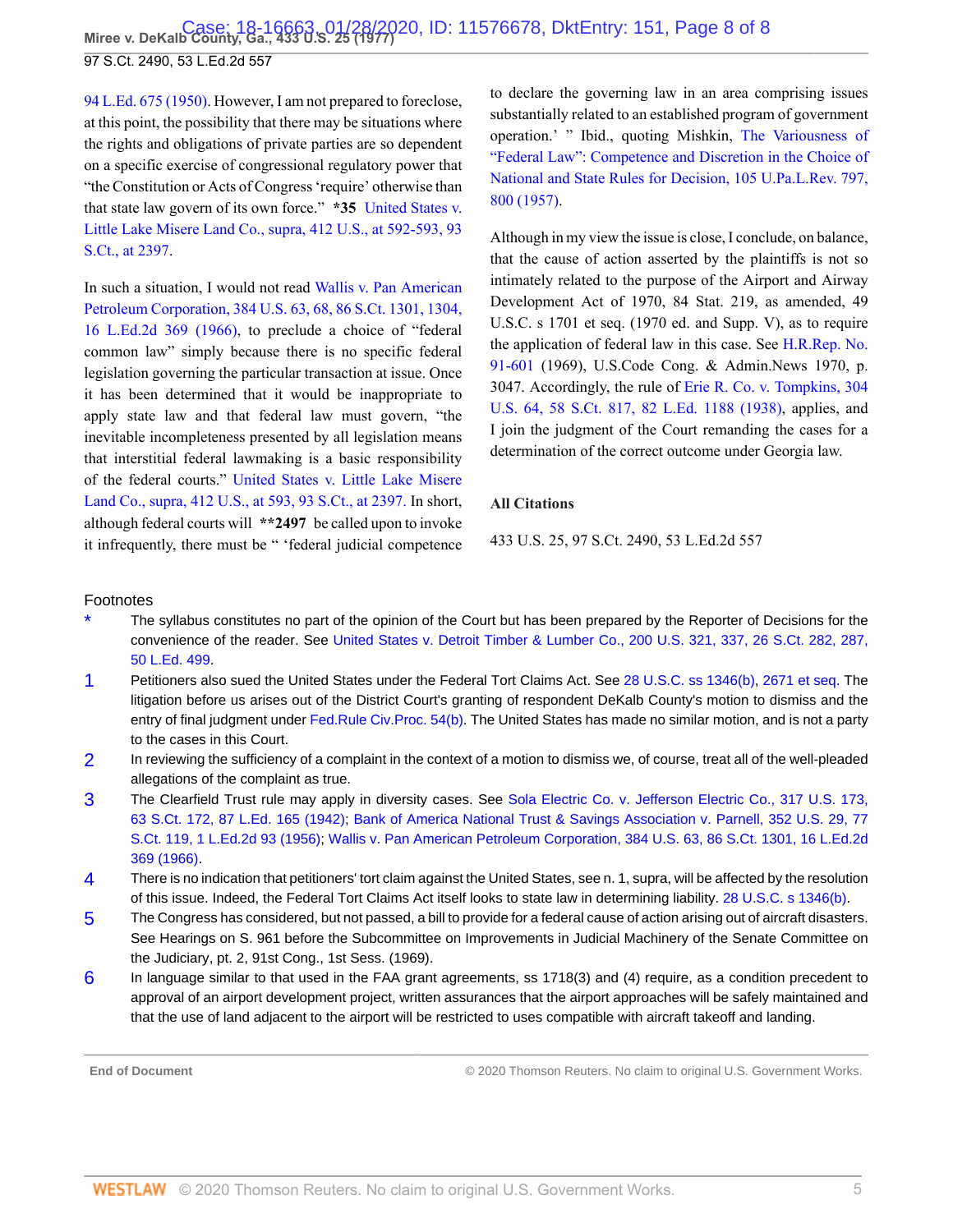94 L.Ed. 675 (1950). However, I am not prepared to foreclose, at this point, the possibility that there may be situations where the rights and obligations of private parties are so dependent on a specific exercise of congressional regulatory power that "the Constitution or Acts of Congress 'require' otherwise than that state law govern of its own force." **\*35** United States v. Little Lake Misere Land Co., supra, 412 U.S., at 592-593, 93 S.Ct., at 2397.

In such a situation, I would not read Wallis v. Pan American Petroleum Corporation, 384 U.S. 63, 68, 86 S.Ct. 1301, 1304, 16 L.Ed.2d 369 (1966), to preclude a choice of "federal common law" simply because there is no specific federal legislation governing the particular transaction at issue. Once it has been determined that it would be inappropriate to apply state law and that federal law must govern, "the inevitable incompleteness presented by all legislation means that interstitial federal lawmaking is a basic responsibility of the federal courts." United States v. Little Lake Misere Land Co., supra, 412 U.S., at 593, 93 S.Ct., at 2397. In short, although federal courts will **\*\*2497** be called upon to invoke it infrequently, there must be " 'federal judicial competence to declare the governing law in an area comprising issues substantially related to an established program of government operation.' " Ibid., quoting Mishkin, The Variousness of "Federal Law": Competence and Discretion in the Choice of National and State Rules for Decision, 105 U.Pa.L.Rev. 797, 800 (1957).

Although in my view the issue is close, I conclude, on balance, that the cause of action asserted by the plaintiffs is not so intimately related to the purpose of the Airport and Airway Development Act of 1970, 84 Stat. 219, as amended, 49 U.S.C. s 1701 et seq. (1970 ed. and Supp. V), as to require the application of federal law in this case. See H.R.Rep. No. 91-601 (1969), U.S.Code Cong. & Admin.News 1970, p. 3047. Accordingly, the rule of Erie R. Co. v. Tompkins, 304 U.S. 64, 58 S.Ct. 817, 82 L.Ed. 1188 (1938), applies, and I join the judgment of the Court remanding the cases for a determination of the correct outcome under Georgia law.

### All Citations

433 U.S. 25, 97 S.Ct. 2490, 53 L.Ed.2d 557

## Footnotes

\* The syllabus constitutes no part of the opinion of the Court but has been prepared by the Reporter of Decisions for the convenience of the reader. See United States v. Detroit Timber & Lumber Co., 200 U.S. 321, 337, 26 S.Ct. 282, 287, 50 L.Ed. 499.

1. Petitioners also sued the United States under the Federal Tort Claims Act. See 28 U.S.C. ss 1346(b), 2671 et seq. The litigation before us arises out of the District Court's granting of respondent DeKalb County's motion to dismiss and the entry of final judgment under Fed.Rule Civ.Proc. 54(b). The United States has made no similar motion, and is not a party to the cases in this Court.
2. In reviewing the sufficiency of a complaint in the context of a motion to dismiss we, of course, treat all of the well-pleaded allegations of the complaint as true.
3. The Clearfield Trust rule may apply in diversity cases. See Sola Electric Co. v. Jefferson Electric Co., 317 U.S. 173, 63 S.Ct. 172, 87 L.Ed. 165 (1942); Bank of America National Trust & Savings Association v. Parnell, 352 U.S. 29, 77 S.Ct. 119, 1 L.Ed.2d 93 (1956); Wallis v. Pan American Petroleum Corporation, 384 U.S. 63, 86 S.Ct. 1301, 16 L.Ed.2d 369 (1966).
4. There is no indication that petitioners' tort claim against the United States, see n. 1, supra, will be affected by the resolution of this issue. Indeed, the Federal Tort Claims Act itself looks to state law in determining liability. 28 U.S.C. s 1346(b).
5. The Congress has considered, but not passed, a bill to provide for a federal cause of action arising out of aircraft disasters. See Hearings on S. 961 before the Subcommittee on Improvements in Judicial Machinery of the Senate Committee on the Judiciary, pt. 2, 91st Cong., 1st Sess. (1969).
6. In language similar to that used in the FAA grant agreements, ss 1718(3) and (4) require, as a condition precedent to approval of an airport development project, written assurances that the airport approaches will be safely maintained and that the use of land adjacent to the airport will be restricted to uses compatible with aircraft takeoff and landing.

End of Document